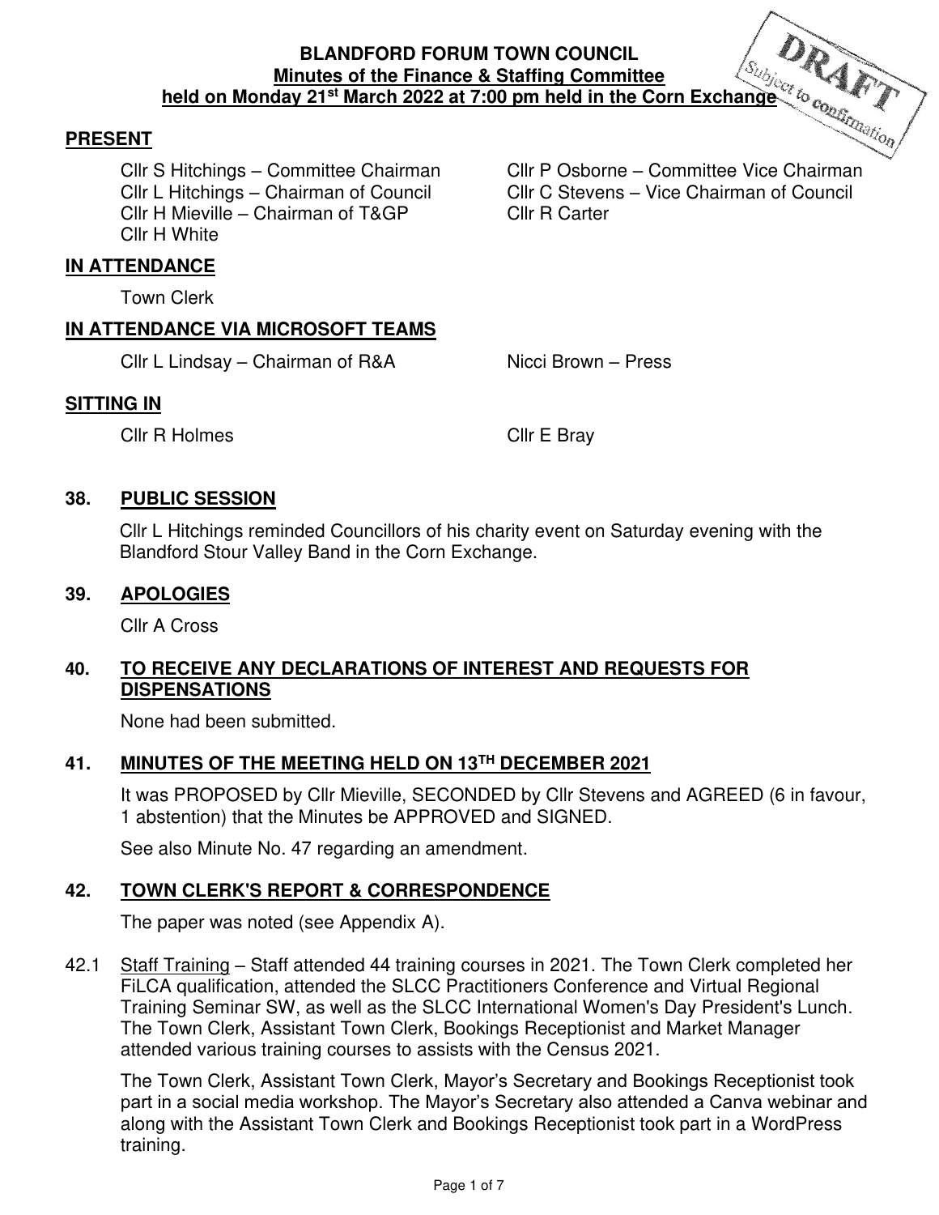**BLANDFORD FORUM TOWN COUNCIL**
**Minutes of the Finance & Staffing Committee**
**held on Monday 21st March 2022 at 7:00 pm held in the Corn Exchange**

DRAFT Subject to confirmation

## PRESENT

Cllr S Hitchings – Committee Chairman
Cllr P Osborne – Committee Vice Chairman
Cllr L Hitchings – Chairman of Council
Cllr C Stevens – Vice Chairman of Council
Cllr H Mieville – Chairman of T&GP
Cllr R Carter
Cllr H White

## IN ATTENDANCE

Town Clerk

## IN ATTENDANCE VIA MICROSOFT TEAMS

Cllr L Lindsay – Chairman of R&A
Nicci Brown – Press

## SITTING IN

Cllr R Holmes
Cllr E Bray

## 38. PUBLIC SESSION

Cllr L Hitchings reminded Councillors of his charity event on Saturday evening with the Blandford Stour Valley Band in the Corn Exchange.

## 39. APOLOGIES

Cllr A Cross

## 40. TO RECEIVE ANY DECLARATIONS OF INTEREST AND REQUESTS FOR DISPENSATIONS

None had been submitted.

## 41. MINUTES OF THE MEETING HELD ON 13TH DECEMBER 2021

It was PROPOSED by Cllr Mieville, SECONDED by Cllr Stevens and AGREED (6 in favour, 1 abstention) that the Minutes be APPROVED and SIGNED.

See also Minute No. 47 regarding an amendment.

## 42. TOWN CLERK'S REPORT & CORRESPONDENCE

The paper was noted (see Appendix A).

42.1 Staff Training – Staff attended 44 training courses in 2021. The Town Clerk completed her FiLCA qualification, attended the SLCC Practitioners Conference and Virtual Regional Training Seminar SW, as well as the SLCC International Women's Day President's Lunch. The Town Clerk, Assistant Town Clerk, Bookings Receptionist and Market Manager attended various training courses to assists with the Census 2021.

The Town Clerk, Assistant Town Clerk, Mayor's Secretary and Bookings Receptionist took part in a social media workshop. The Mayor's Secretary also attended a Canva webinar and along with the Assistant Town Clerk and Bookings Receptionist took part in a WordPress training.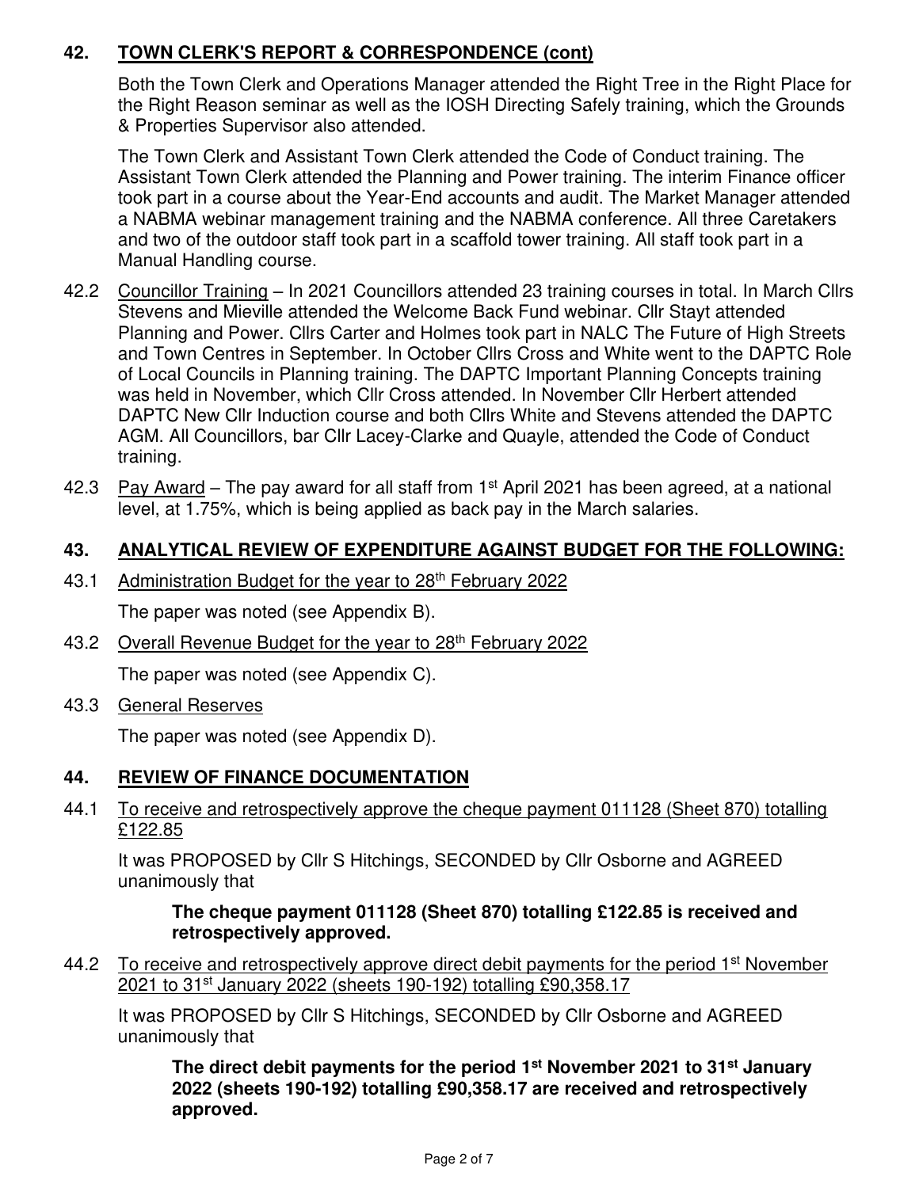## 42. TOWN CLERK'S REPORT & CORRESPONDENCE (cont)

Both the Town Clerk and Operations Manager attended the Right Tree in the Right Place for the Right Reason seminar as well as the IOSH Directing Safely training, which the Grounds & Properties Supervisor also attended.

The Town Clerk and Assistant Town Clerk attended the Code of Conduct training. The Assistant Town Clerk attended the Planning and Power training. The interim Finance officer took part in a course about the Year-End accounts and audit. The Market Manager attended a NABMA webinar management training and the NABMA conference. All three Caretakers and two of the outdoor staff took part in a scaffold tower training. All staff took part in a Manual Handling course.

42.2 Councillor Training – In 2021 Councillors attended 23 training courses in total. In March Cllrs Stevens and Mieville attended the Welcome Back Fund webinar. Cllr Stayt attended Planning and Power. Cllrs Carter and Holmes took part in NALC The Future of High Streets and Town Centres in September. In October Cllrs Cross and White went to the DAPTC Role of Local Councils in Planning training. The DAPTC Important Planning Concepts training was held in November, which Cllr Cross attended. In November Cllr Herbert attended DAPTC New Cllr Induction course and both Cllrs White and Stevens attended the DAPTC AGM. All Councillors, bar Cllr Lacey-Clarke and Quayle, attended the Code of Conduct training.

42.3 Pay Award – The pay award for all staff from 1st April 2021 has been agreed, at a national level, at 1.75%, which is being applied as back pay in the March salaries.

## 43. ANALYTICAL REVIEW OF EXPENDITURE AGAINST BUDGET FOR THE FOLLOWING:

43.1 Administration Budget for the year to 28th February 2022

The paper was noted (see Appendix B).

43.2 Overall Revenue Budget for the year to 28th February 2022

The paper was noted (see Appendix C).

43.3 General Reserves

The paper was noted (see Appendix D).

## 44. REVIEW OF FINANCE DOCUMENTATION

44.1 To receive and retrospectively approve the cheque payment 011128 (Sheet 870) totalling £122.85

It was PROPOSED by Cllr S Hitchings, SECONDED by Cllr Osborne and AGREED unanimously that

> **The cheque payment 011128 (Sheet 870) totalling £122.85 is received and retrospectively approved.**

44.2 To receive and retrospectively approve direct debit payments for the period 1st November 2021 to 31st January 2022 (sheets 190-192) totalling £90,358.17

It was PROPOSED by Cllr S Hitchings, SECONDED by Cllr Osborne and AGREED unanimously that

> **The direct debit payments for the period 1st November 2021 to 31st January 2022 (sheets 190-192) totalling £90,358.17 are received and retrospectively approved.**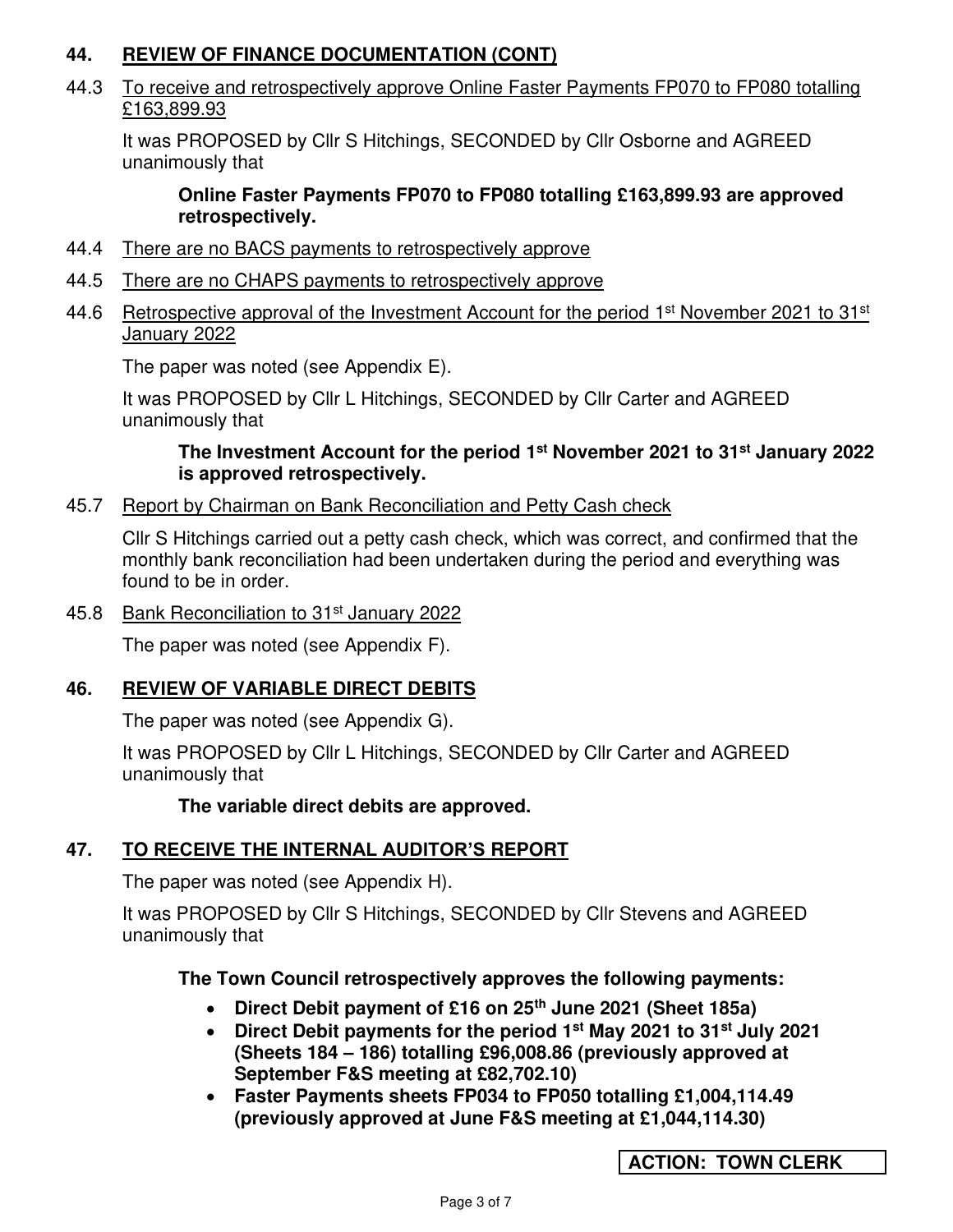## 44. REVIEW OF FINANCE DOCUMENTATION (CONT)

44.3 To receive and retrospectively approve Online Faster Payments FP070 to FP080 totalling £163,899.93

It was PROPOSED by Cllr S Hitchings, SECONDED by Cllr Osborne and AGREED unanimously that

> **Online Faster Payments FP070 to FP080 totalling £163,899.93 are approved retrospectively.**

44.4 There are no BACS payments to retrospectively approve

44.5 There are no CHAPS payments to retrospectively approve

44.6 Retrospective approval of the Investment Account for the period 1st November 2021 to 31st January 2022

The paper was noted (see Appendix E).

It was PROPOSED by Cllr L Hitchings, SECONDED by Cllr Carter and AGREED unanimously that

> **The Investment Account for the period 1st November 2021 to 31st January 2022 is approved retrospectively.**

45.7 Report by Chairman on Bank Reconciliation and Petty Cash check

Cllr S Hitchings carried out a petty cash check, which was correct, and confirmed that the monthly bank reconciliation had been undertaken during the period and everything was found to be in order.

45.8 Bank Reconciliation to 31st January 2022

The paper was noted (see Appendix F).

## 46. REVIEW OF VARIABLE DIRECT DEBITS

The paper was noted (see Appendix G).

It was PROPOSED by Cllr L Hitchings, SECONDED by Cllr Carter and AGREED unanimously that

> **The variable direct debits are approved.**

## 47. TO RECEIVE THE INTERNAL AUDITOR'S REPORT

The paper was noted (see Appendix H).

It was PROPOSED by Cllr S Hitchings, SECONDED by Cllr Stevens and AGREED unanimously that

> **The Town Council retrospectively approves the following payments:**
>
> - **Direct Debit payment of £16 on 25th June 2021 (Sheet 185a)**
> - **Direct Debit payments for the period 1st May 2021 to 31st July 2021 (Sheets 184 – 186) totalling £96,008.86 (previously approved at September F&S meeting at £82,702.10)**
> - **Faster Payments sheets FP034 to FP050 totalling £1,004,114.49 (previously approved at June F&S meeting at £1,044,114.30)**

**ACTION: TOWN CLERK**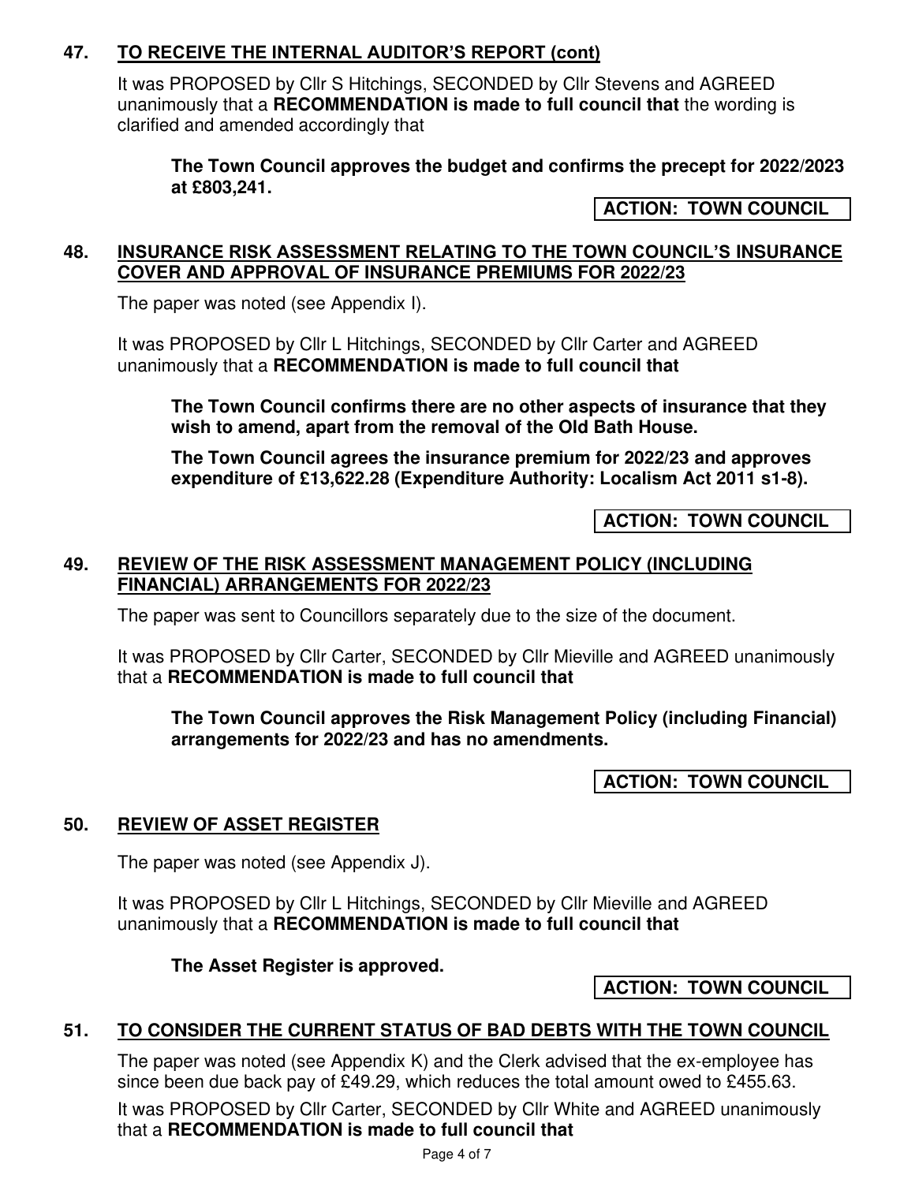## 47. TO RECEIVE THE INTERNAL AUDITOR'S REPORT (cont)

It was PROPOSED by Cllr S Hitchings, SECONDED by Cllr Stevens and AGREED unanimously that a **RECOMMENDATION is made to full council that** the wording is clarified and amended accordingly that

> **The Town Council approves the budget and confirms the precept for 2022/2023 at £803,241.**

**ACTION: TOWN COUNCIL**

## 48. INSURANCE RISK ASSESSMENT RELATING TO THE TOWN COUNCIL'S INSURANCE COVER AND APPROVAL OF INSURANCE PREMIUMS FOR 2022/23

The paper was noted (see Appendix I).

It was PROPOSED by Cllr L Hitchings, SECONDED by Cllr Carter and AGREED unanimously that a **RECOMMENDATION is made to full council that**

> **The Town Council confirms there are no other aspects of insurance that they wish to amend, apart from the removal of the Old Bath House.**
>
> **The Town Council agrees the insurance premium for 2022/23 and approves expenditure of £13,622.28 (Expenditure Authority: Localism Act 2011 s1-8).**

**ACTION: TOWN COUNCIL**

## 49. REVIEW OF THE RISK ASSESSMENT MANAGEMENT POLICY (INCLUDING FINANCIAL) ARRANGEMENTS FOR 2022/23

The paper was sent to Councillors separately due to the size of the document.

It was PROPOSED by Cllr Carter, SECONDED by Cllr Mieville and AGREED unanimously that a **RECOMMENDATION is made to full council that**

> **The Town Council approves the Risk Management Policy (including Financial) arrangements for 2022/23 and has no amendments.**

**ACTION: TOWN COUNCIL**

## 50. REVIEW OF ASSET REGISTER

The paper was noted (see Appendix J).

It was PROPOSED by Cllr L Hitchings, SECONDED by Cllr Mieville and AGREED unanimously that a **RECOMMENDATION is made to full council that**

> **The Asset Register is approved.**

**ACTION: TOWN COUNCIL**

## 51. TO CONSIDER THE CURRENT STATUS OF BAD DEBTS WITH THE TOWN COUNCIL

The paper was noted (see Appendix K) and the Clerk advised that the ex-employee has since been due back pay of £49.29, which reduces the total amount owed to £455.63.

It was PROPOSED by Cllr Carter, SECONDED by Cllr White and AGREED unanimously that a **RECOMMENDATION is made to full council that**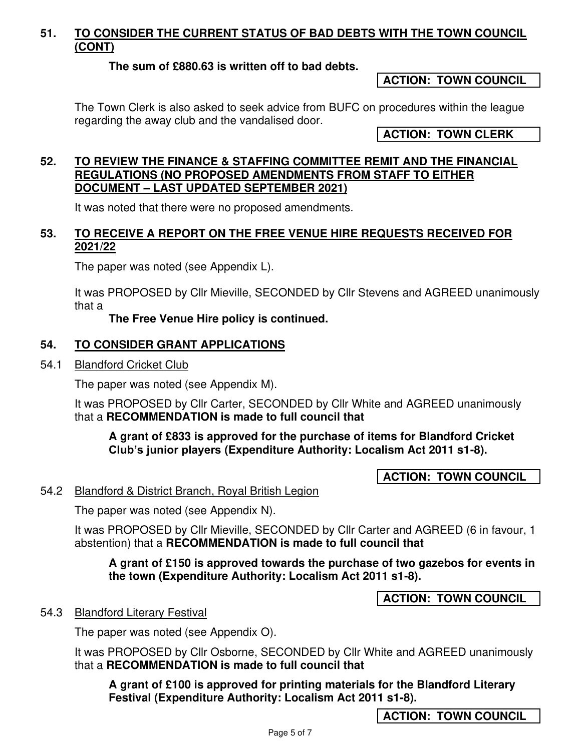## 51. TO CONSIDER THE CURRENT STATUS OF BAD DEBTS WITH THE TOWN COUNCIL (CONT)

**The sum of £880.63 is written off to bad debts.**

**ACTION: TOWN COUNCIL**

The Town Clerk is also asked to seek advice from BUFC on procedures within the league regarding the away club and the vandalised door.

**ACTION: TOWN CLERK**

## 52. TO REVIEW THE FINANCE & STAFFING COMMITTEE REMIT AND THE FINANCIAL REGULATIONS (NO PROPOSED AMENDMENTS FROM STAFF TO EITHER DOCUMENT – LAST UPDATED SEPTEMBER 2021)

It was noted that there were no proposed amendments.

## 53. TO RECEIVE A REPORT ON THE FREE VENUE HIRE REQUESTS RECEIVED FOR 2021/22

The paper was noted (see Appendix L).

It was PROPOSED by Cllr Mieville, SECONDED by Cllr Stevens and AGREED unanimously that a

**The Free Venue Hire policy is continued.**

## 54. TO CONSIDER GRANT APPLICATIONS

### 54.1 Blandford Cricket Club

The paper was noted (see Appendix M).

It was PROPOSED by Cllr Carter, SECONDED by Cllr White and AGREED unanimously that a **RECOMMENDATION is made to full council that**

**A grant of £833 is approved for the purchase of items for Blandford Cricket Club's junior players (Expenditure Authority: Localism Act 2011 s1-8).**

**ACTION: TOWN COUNCIL**

### 54.2 Blandford & District Branch, Royal British Legion

The paper was noted (see Appendix N).

It was PROPOSED by Cllr Mieville, SECONDED by Cllr Carter and AGREED (6 in favour, 1 abstention) that a **RECOMMENDATION is made to full council that**

**A grant of £150 is approved towards the purchase of two gazebos for events in the town (Expenditure Authority: Localism Act 2011 s1-8).**

**ACTION: TOWN COUNCIL**

### 54.3 Blandford Literary Festival

The paper was noted (see Appendix O).

It was PROPOSED by Cllr Osborne, SECONDED by Cllr White and AGREED unanimously that a **RECOMMENDATION is made to full council that**

**A grant of £100 is approved for printing materials for the Blandford Literary Festival (Expenditure Authority: Localism Act 2011 s1-8).**

**ACTION: TOWN COUNCIL**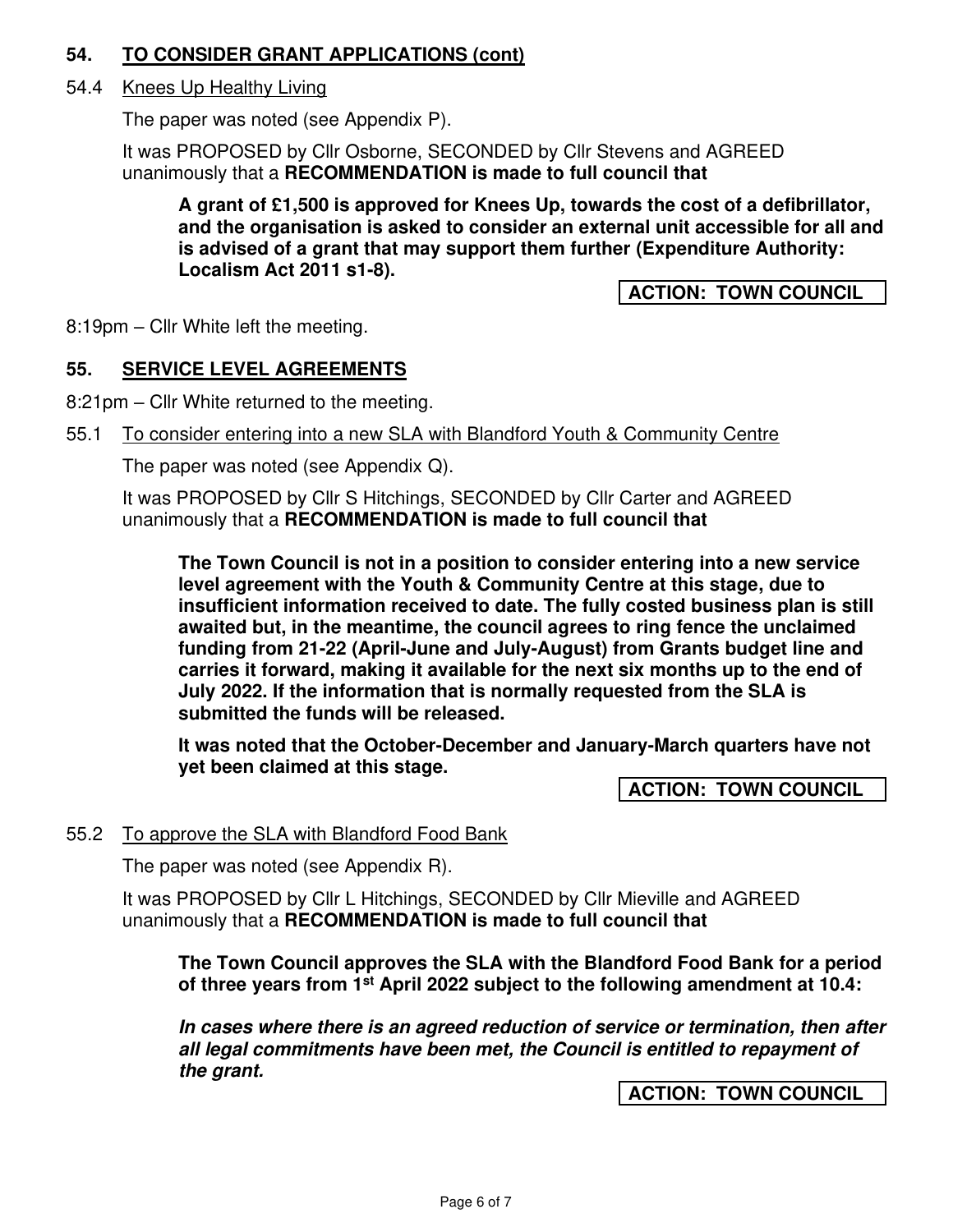## 54. TO CONSIDER GRANT APPLICATIONS (cont)

54.4 Knees Up Healthy Living

The paper was noted (see Appendix P).

It was PROPOSED by Cllr Osborne, SECONDED by Cllr Stevens and AGREED unanimously that a **RECOMMENDATION is made to full council that**

> **A grant of £1,500 is approved for Knees Up, towards the cost of a defibrillator, and the organisation is asked to consider an external unit accessible for all and is advised of a grant that may support them further (Expenditure Authority: Localism Act 2011 s1-8).**

**ACTION: TOWN COUNCIL**

8:19pm – Cllr White left the meeting.

## 55. SERVICE LEVEL AGREEMENTS

8:21pm – Cllr White returned to the meeting.

55.1 To consider entering into a new SLA with Blandford Youth & Community Centre

The paper was noted (see Appendix Q).

It was PROPOSED by Cllr S Hitchings, SECONDED by Cllr Carter and AGREED unanimously that a **RECOMMENDATION is made to full council that**

> **The Town Council is not in a position to consider entering into a new service level agreement with the Youth & Community Centre at this stage, due to insufficient information received to date. The fully costed business plan is still awaited but, in the meantime, the council agrees to ring fence the unclaimed funding from 21-22 (April-June and July-August) from Grants budget line and carries it forward, making it available for the next six months up to the end of July 2022. If the information that is normally requested from the SLA is submitted the funds will be released.**
>
> **It was noted that the October-December and January-March quarters have not yet been claimed at this stage.**

**ACTION: TOWN COUNCIL**

55.2 To approve the SLA with Blandford Food Bank

The paper was noted (see Appendix R).

It was PROPOSED by Cllr L Hitchings, SECONDED by Cllr Mieville and AGREED unanimously that a **RECOMMENDATION is made to full council that**

> **The Town Council approves the SLA with the Blandford Food Bank for a period of three years from 1st April 2022 subject to the following amendment at 10.4:**
>
> ***In cases where there is an agreed reduction of service or termination, then after all legal commitments have been met, the Council is entitled to repayment of the grant.***

**ACTION: TOWN COUNCIL**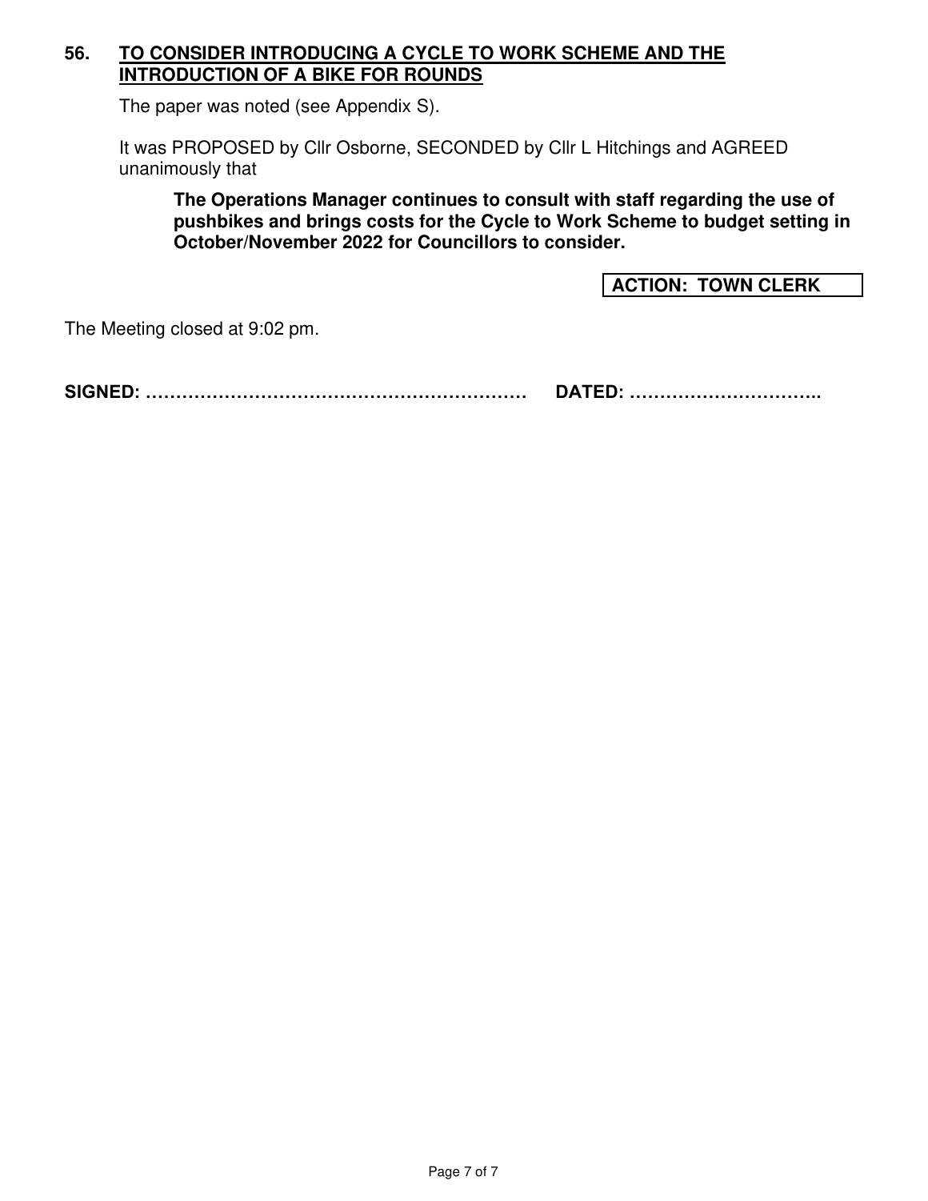## 56. TO CONSIDER INTRODUCING A CYCLE TO WORK SCHEME AND THE INTRODUCTION OF A BIKE FOR ROUNDS

The paper was noted (see Appendix S).

It was PROPOSED by Cllr Osborne, SECONDED by Cllr L Hitchings and AGREED unanimously that

> **The Operations Manager continues to consult with staff regarding the use of pushbikes and brings costs for the Cycle to Work Scheme to budget setting in October/November 2022 for Councillors to consider.**

**ACTION: TOWN CLERK**

The Meeting closed at 9:02 pm.

**SIGNED: ………………………………………………………  DATED: …………………………..**